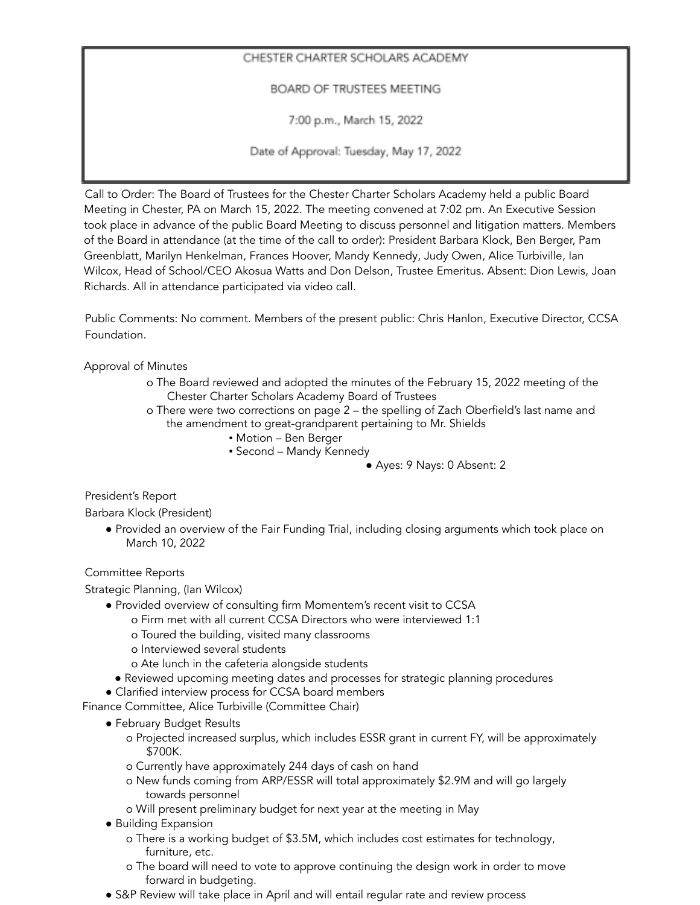CHESTER CHARTER SCHOLARS ACADEMY

BOARD OF TRUSTEES MEETING

7:00 p.m., March 15, 2022

Date of Approval: Tuesday, May 17, 2022

Call to Order: The Board of Trustees for the Chester Charter Scholars Academy held a public Board Meeting in Chester, PA on March 15, 2022. The meeting convened at 7:02 pm. An Executive Session took place in advance of the public Board Meeting to discuss personnel and litigation matters. Members of the Board in attendance (at the time of the call to order): President Barbara Klock, Ben Berger, Pam Greenblatt, Marilyn Henkelman, Frances Hoover, Mandy Kennedy, Judy Owen, Alice Turbiville, Ian Wilcox, Head of School/CEO Akosua Watts and Don Delson, Trustee Emeritus. Absent: Dion Lewis, Joan Richards. All in attendance participated via video call.

Public Comments: No comment. Members of the present public: Chris Hanlon, Executive Director, CCSA Foundation.

Approval of Minutes

- o The Board reviewed and adopted the minutes of the February 15, 2022 meeting of the Chester Charter Scholars Academy Board of Trustees
- o There were two corrections on page 2 – the spelling of Zach Oberfield's last name and the amendment to great-grandparent pertaining to Mr. Shields
  - ▪ Motion – Ben Berger
  - ▪ Second – Mandy Kennedy
    - ● Ayes: 9 Nays: 0 Absent: 2

President's Report

Barbara Klock (President)

- ● Provided an overview of the Fair Funding Trial, including closing arguments which took place on March 10, 2022

Committee Reports

Strategic Planning, (Ian Wilcox)

- ● Provided overview of consulting firm Momentem's recent visit to CCSA
  - o Firm met with all current CCSA Directors who were interviewed 1:1
  - o Toured the building, visited many classrooms
  - o Interviewed several students
  - o Ate lunch in the cafeteria alongside students
- ● Reviewed upcoming meeting dates and processes for strategic planning procedures
- ● Clarified interview process for CCSA board members

Finance Committee, Alice Turbiville (Committee Chair)

- ● February Budget Results
  - o Projected increased surplus, which includes ESSR grant in current FY, will be approximately $700K.
  - o Currently have approximately 244 days of cash on hand
  - o New funds coming from ARP/ESSR will total approximately $2.9M and will go largely towards personnel
  - o Will present preliminary budget for next year at the meeting in May
- ● Building Expansion
  - o There is a working budget of $3.5M, which includes cost estimates for technology, furniture, etc.
  - o The board will need to vote to approve continuing the design work in order to move forward in budgeting.
- ● S&P Review will take place in April and will entail regular rate and review process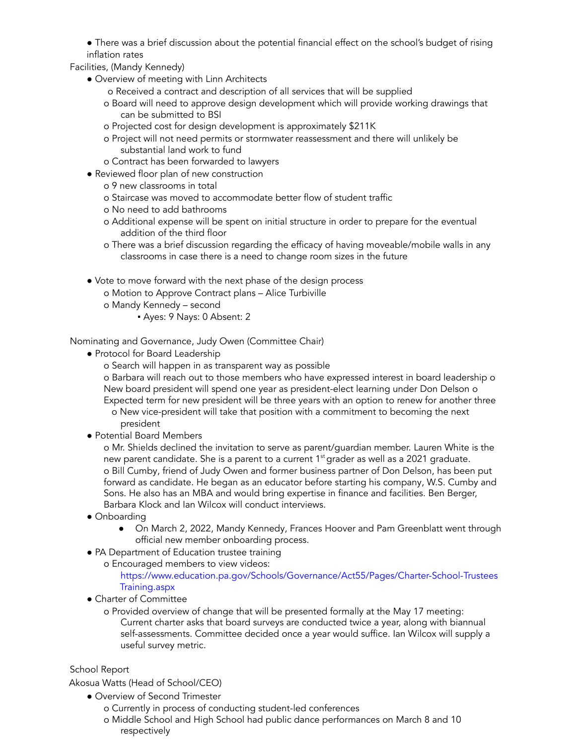- There was a brief discussion about the potential financial effect on the school's budget of rising inflation rates

Facilities, (Mandy Kennedy)

- Overview of meeting with Linn Architects
  - Received a contract and description of all services that will be supplied
  - Board will need to approve design development which will provide working drawings that can be submitted to BSI
  - Projected cost for design development is approximately $211K
  - Project will not need permits or stormwater reassessment and there will unlikely be substantial land work to fund
  - Contract has been forwarded to lawyers
- Reviewed floor plan of new construction
  - 9 new classrooms in total
  - Staircase was moved to accommodate better flow of student traffic
  - No need to add bathrooms
  - Additional expense will be spent on initial structure in order to prepare for the eventual addition of the third floor
  - There was a brief discussion regarding the efficacy of having moveable/mobile walls in any classrooms in case there is a need to change room sizes in the future

- Vote to move forward with the next phase of the design process
  - Motion to Approve Contract plans – Alice Turbiville
  - Mandy Kennedy – second
    - Ayes: 9 Nays: 0 Absent: 2

Nominating and Governance, Judy Owen (Committee Chair)

- Protocol for Board Leadership
  - Search will happen in as transparent way as possible
  - Barbara will reach out to those members who have expressed interest in board leadership
  - New board president will spend one year as president-elect learning under Don Delson
  - Expected term for new president will be three years with an option to renew for another three
  - New vice-president will take that position with a commitment to becoming the next president
- Potential Board Members
  - Mr. Shields declined the invitation to serve as parent/guardian member. Lauren White is the new parent candidate. She is a parent to a current 1st grader as well as a 2021 graduate.
  - Bill Cumby, friend of Judy Owen and former business partner of Don Delson, has been put forward as candidate. He began as an educator before starting his company, W.S. Cumby and Sons. He also has an MBA and would bring expertise in finance and facilities. Ben Berger, Barbara Klock and Ian Wilcox will conduct interviews.
- Onboarding
  - On March 2, 2022, Mandy Kennedy, Frances Hoover and Pam Greenblatt went through official new member onboarding process.
- PA Department of Education trustee training
  - Encouraged members to view videos: https://www.education.pa.gov/Schools/Governance/Act55/Pages/Charter-School-Trustees Training.aspx
- Charter of Committee
  - Provided overview of change that will be presented formally at the May 17 meeting: Current charter asks that board surveys are conducted twice a year, along with biannual self-assessments. Committee decided once a year would suffice. Ian Wilcox will supply a useful survey metric.

School Report

Akosua Watts (Head of School/CEO)

- Overview of Second Trimester
  - Currently in process of conducting student-led conferences
  - Middle School and High School had public dance performances on March 8 and 10 respectively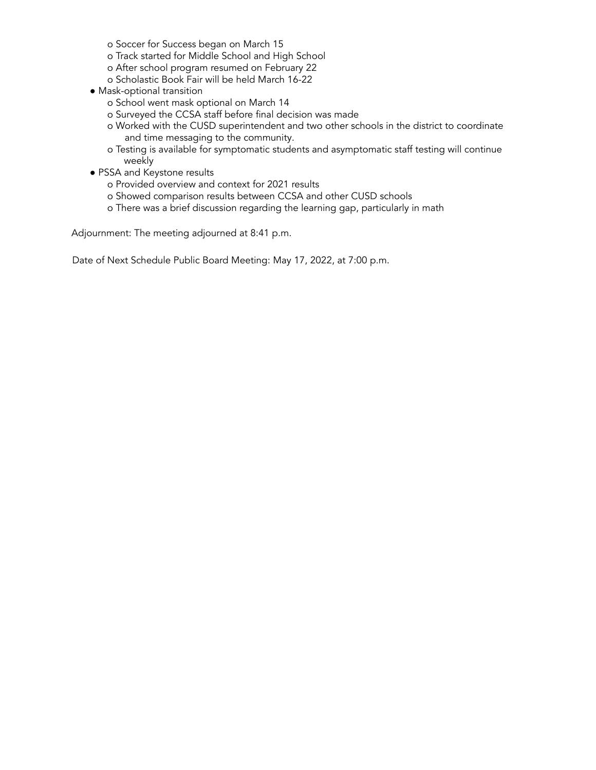- Soccer for Success began on March 15
- Track started for Middle School and High School
- After school program resumed on February 22
- Scholastic Book Fair will be held March 16-22

- Mask-optional transition
  - School went mask optional on March 14
  - Surveyed the CCSA staff before final decision was made
  - Worked with the CUSD superintendent and two other schools in the district to coordinate and time messaging to the community.
  - Testing is available for symptomatic students and asymptomatic staff testing will continue weekly
- PSSA and Keystone results
  - Provided overview and context for 2021 results
  - Showed comparison results between CCSA and other CUSD schools
  - There was a brief discussion regarding the learning gap, particularly in math

Adjournment: The meeting adjourned at 8:41 p.m.

Date of Next Schedule Public Board Meeting: May 17, 2022, at 7:00 p.m.